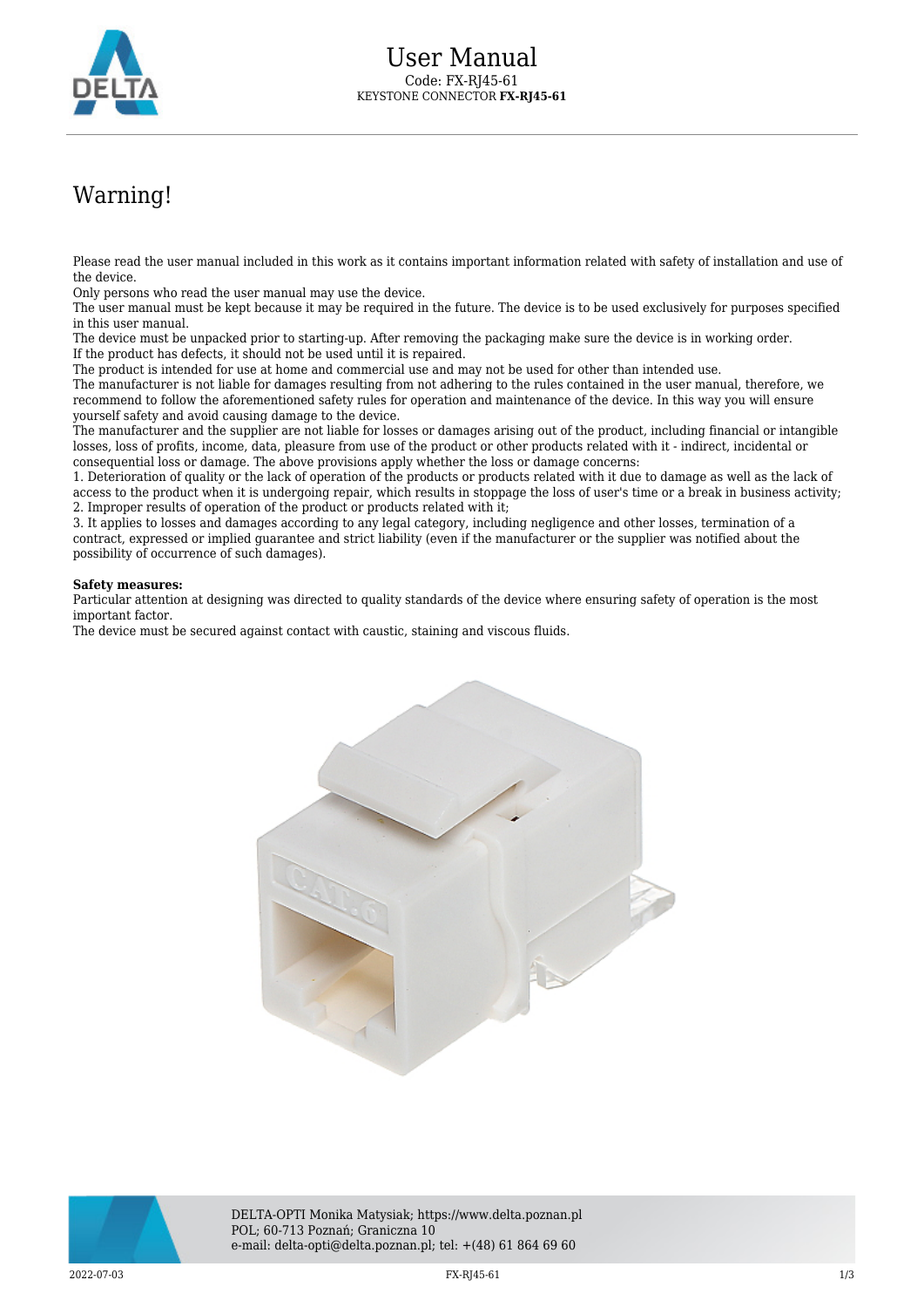# User Manual

Code: FX-RJ45-61
KEYSTONE CONNECTOR **FX-RJ45-61**

## Warning!

Please read the user manual included in this work as it contains important information related with safety of installation and use of the device.
Only persons who read the user manual may use the device.
The user manual must be kept because it may be required in the future. The device is to be used exclusively for purposes specified in this user manual.
The device must be unpacked prior to starting-up. After removing the packaging make sure the device is in working order.
If the product has defects, it should not be used until it is repaired.
The product is intended for use at home and commercial use and may not be used for other than intended use.
The manufacturer is not liable for damages resulting from not adhering to the rules contained in the user manual, therefore, we recommend to follow the aforementioned safety rules for operation and maintenance of the device. In this way you will ensure yourself safety and avoid causing damage to the device.
The manufacturer and the supplier are not liable for losses or damages arising out of the product, including financial or intangible losses, loss of profits, income, data, pleasure from use of the product or other products related with it - indirect, incidental or consequential loss or damage. The above provisions apply whether the loss or damage concerns:
1. Deterioration of quality or the lack of operation of the products or products related with it due to damage as well as the lack of access to the product when it is undergoing repair, which results in stoppage the loss of user's time or a break in business activity;
2. Improper results of operation of the product or products related with it;
3. It applies to losses and damages according to any legal category, including negligence and other losses, termination of a contract, expressed or implied guarantee and strict liability (even if the manufacturer or the supplier was notified about the possibility of occurrence of such damages).

**Safety measures:**
Particular attention at designing was directed to quality standards of the device where ensuring safety of operation is the most important factor.
The device must be secured against contact with caustic, staining and viscous fluids.

DELTA-OPTI Monika Matysiak; https://www.delta.poznan.pl
POL; 60-713 Poznań; Graniczna 10
e-mail: delta-opti@delta.poznan.pl; tel: +(48) 61 864 69 60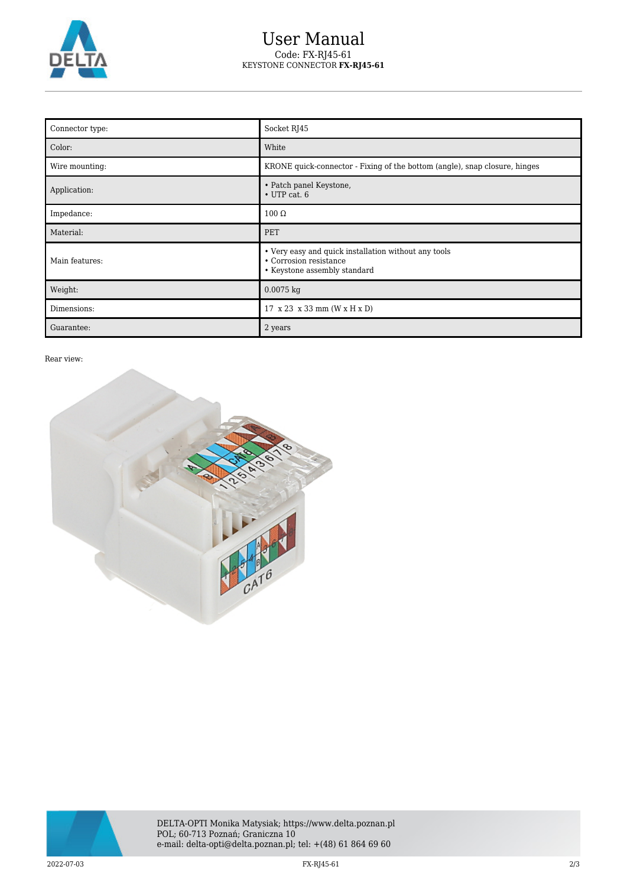# User Manual

Code: FX-RJ45-61

KEYSTONE CONNECTOR **FX-RJ45-61**

| Connector type: | Socket RJ45 |
|---|---|
| Color: | White |
| Wire mounting: | KRONE quick-connector - Fixing of the bottom (angle), snap closure, hinges |
| Application: | • Patch panel Keystone,<br>• UTP cat. 6 |
| Impedance: | 100 Ω |
| Material: | PET |
| Main features: | • Very easy and quick installation without any tools<br>• Corrosion resistance<br>• Keystone assembly standard |
| Weight: | 0.0075 kg |
| Dimensions: | 17 x 23 x 33 mm (W x H x D) |
| Guarantee: | 2 years |

Rear view:

DELTA-OPTI Monika Matysiak; https://www.delta.poznan.pl
POL; 60-713 Poznań; Graniczna 10
e-mail: delta-opti@delta.poznan.pl; tel: +(48) 61 864 69 60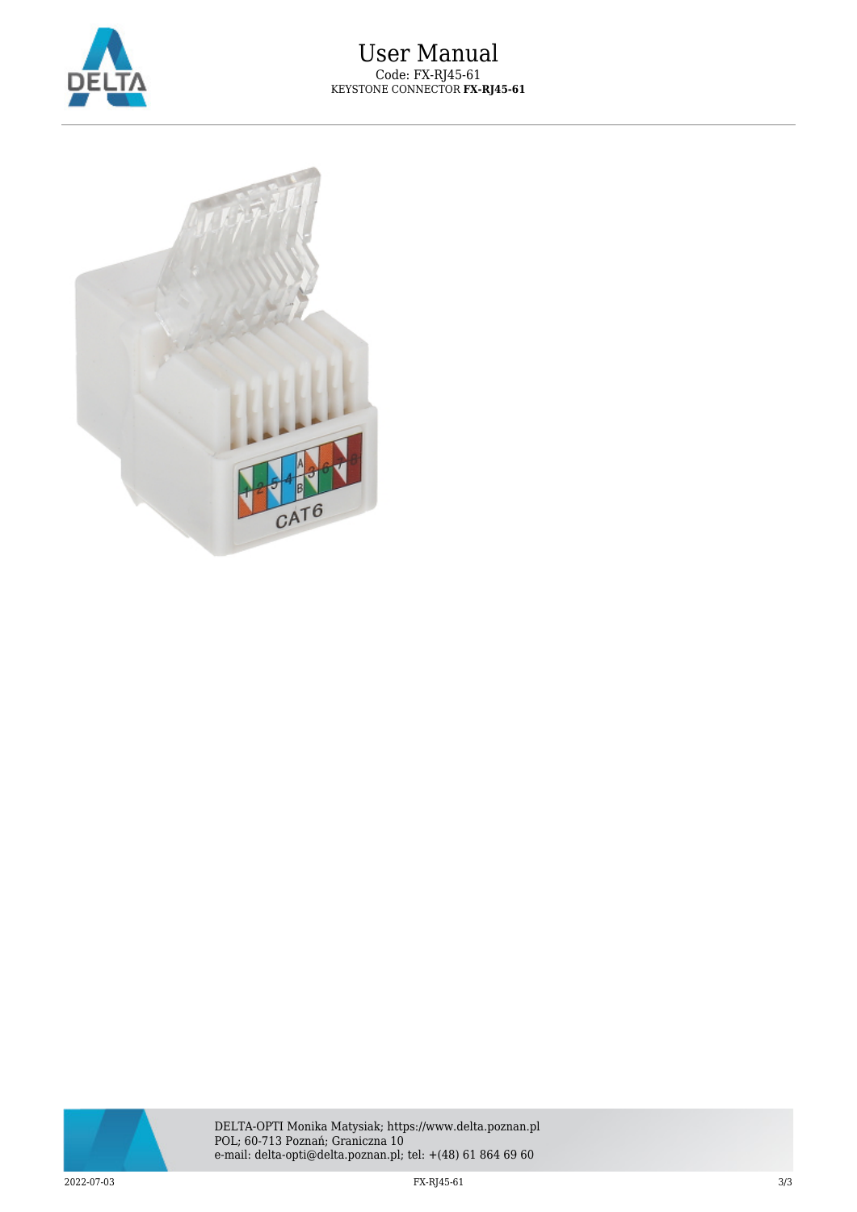# User Manual

Code: FX-RJ45-61

KEYSTONE CONNECTOR **FX-RJ45-61**